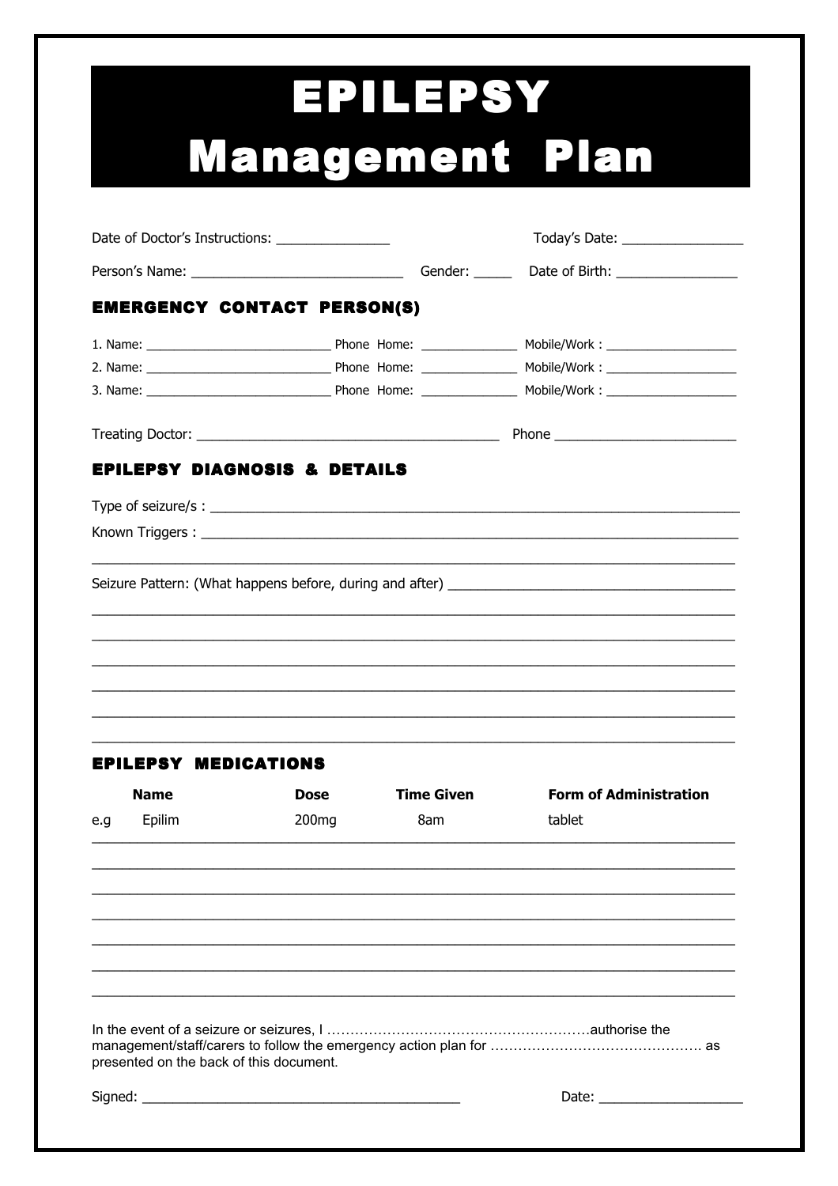# EPILEPSY Management Plan

Date of Doctor's Instructions: _______________ Today's Date: ________________

Person's Name: ____________________________ Gender: _____ Date of Birth: ________________

## EMERGENCY CONTACT PERSON(S)

1. Name: __________________________ Phone Home: ______________ Mobile/Work : ___________________
2. Name: __________________________ Phone Home: ______________ Mobile/Work : ___________________
3. Name: __________________________ Phone Home: ______________ Mobile/Work : ___________________

Treating Doctor: ________________________________________ Phone ________________________

## EPILEPSY DIAGNOSIS & DETAILS

Type of seizure/s : ______________________________________________________________________

Known Triggers : ________________________________________________________________________

__________________________________________________________________________________

Seizure Pattern: (What happens before, during and after) ________________________________________

__________________________________________________________________________________

__________________________________________________________________________________

__________________________________________________________________________________

__________________________________________________________________________________

__________________________________________________________________________________

__________________________________________________________________________________

## EPILEPSY MEDICATIONS

| | Name | Dose | Time Given | Form of Administration |
|---|---|---|---|---|
| e.g | Epilim | 200mg | 8am | tablet |
| | | | | |
| | | | | |
| | | | | |
| | | | | |
| | | | | |
| | | | | |
| | | | | |

In the event of a seizure or seizures, I ………………………………………………….authorise the management/staff/carers to follow the emergency action plan for ………………………………………. as presented on the back of this document.

Signed: __________________________________________ Date: ___________________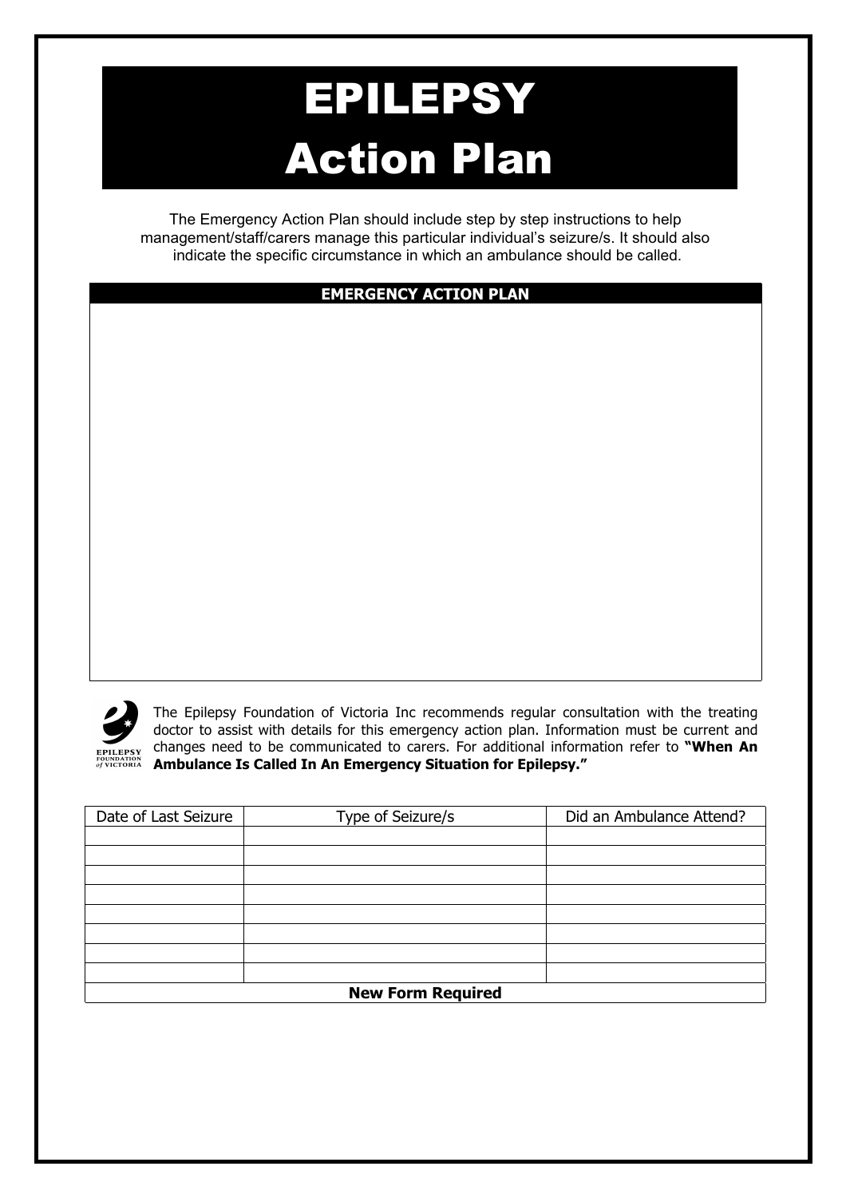# EPILEPSY Action Plan

The Emergency Action Plan should include step by step instructions to help management/staff/carers manage this particular individual's seizure/s. It should also indicate the specific circumstance in which an ambulance should be called.

| EMERGENCY ACTION PLAN |
| --- |
| |

The Epilepsy Foundation of Victoria Inc recommends regular consultation with the treating doctor to assist with details for this emergency action plan. Information must be current and changes need to be communicated to carers. For additional information refer to **"When An Ambulance Is Called In An Emergency Situation for Epilepsy."**

| Date of Last Seizure | Type of Seizure/s | Did an Ambulance Attend? |
| --- | --- | --- |
| | | |
| | | |
| | | |
| | | |
| | | |
| | | |
| | | |
| | | |
| **New Form Required** | | |